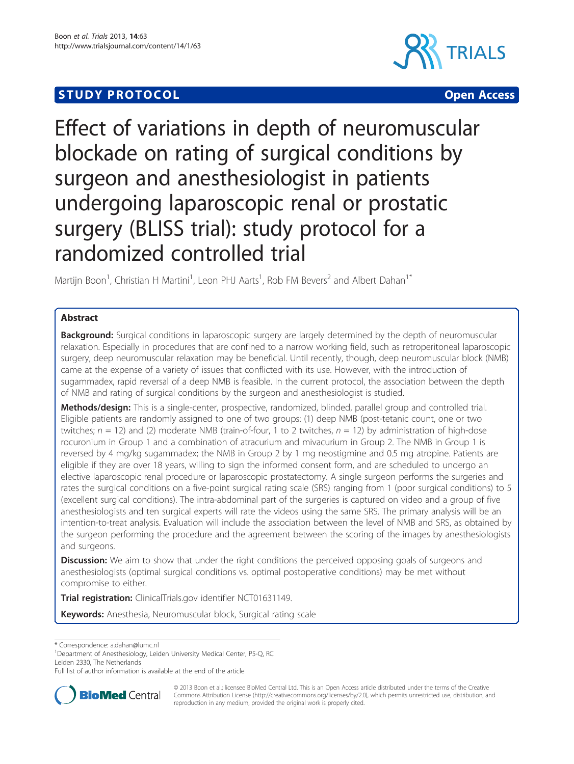STUDY PROTOCOL Open Access

# Effect of variations in depth of neuromuscular blockade on rating of surgical conditions by surgeon and anesthesiologist in patients undergoing laparoscopic renal or prostatic surgery (BLISS trial): study protocol for a randomized controlled trial

Martijn Boon[1], Christian H Martini[1], Leon PHJ Aarts[1], Rob FM Bevers[2] and Albert Dahan[1*]

## Abstract

**Background:** Surgical conditions in laparoscopic surgery are largely determined by the depth of neuromuscular relaxation. Especially in procedures that are confined to a narrow working field, such as retroperitoneal laparoscopic surgery, deep neuromuscular relaxation may be beneficial. Until recently, though, deep neuromuscular block (NMB) came at the expense of a variety of issues that conflicted with its use. However, with the introduction of sugammadex, rapid reversal of a deep NMB is feasible. In the current protocol, the association between the depth of NMB and rating of surgical conditions by the surgeon and anesthesiologist is studied.

**Methods/design:** This is a single-center, prospective, randomized, blinded, parallel group and controlled trial. Eligible patients are randomly assigned to one of two groups: (1) deep NMB (post-tetanic count, one or two twitches; $n = 12$) and (2) moderate NMB (train-of-four, 1 to 2 twitches, $n = 12$) by administration of high-dose rocuronium in Group 1 and a combination of atracurium and mivacurium in Group 2. The NMB in Group 1 is reversed by 4 mg/kg sugammadex; the NMB in Group 2 by 1 mg neostigmine and 0.5 mg atropine. Patients are eligible if they are over 18 years, willing to sign the informed consent form, and are scheduled to undergo an elective laparoscopic renal procedure or laparoscopic prostatectomy. A single surgeon performs the surgeries and rates the surgical conditions on a five-point surgical rating scale (SRS) ranging from 1 (poor surgical conditions) to 5 (excellent surgical conditions). The intra-abdominal part of the surgeries is captured on video and a group of five anesthesiologists and ten surgical experts will rate the videos using the same SRS. The primary analysis will be an intention-to-treat analysis. Evaluation will include the association between the level of NMB and SRS, as obtained by the surgeon performing the procedure and the agreement between the scoring of the images by anesthesiologists and surgeons.

**Discussion:** We aim to show that under the right conditions the perceived opposing goals of surgeons and anesthesiologists (optimal surgical conditions vs. optimal postoperative conditions) may be met without compromise to either.

**Trial registration:** ClinicalTrials.gov identifier NCT01631149.

**Keywords:** Anesthesia, Neuromuscular block, Surgical rating scale

---

* Correspondence: a.dahan@lumc.nl
[1]Department of Anesthesiology, Leiden University Medical Center, P5-Q, RC Leiden 2330, The Netherlands
Full list of author information is available at the end of the article

© 2013 Boon et al.; licensee BioMed Central Ltd. This is an Open Access article distributed under the terms of the Creative Commons Attribution License (http://creativecommons.org/licenses/by/2.0), which permits unrestricted use, distribution, and reproduction in any medium, provided the original work is properly cited.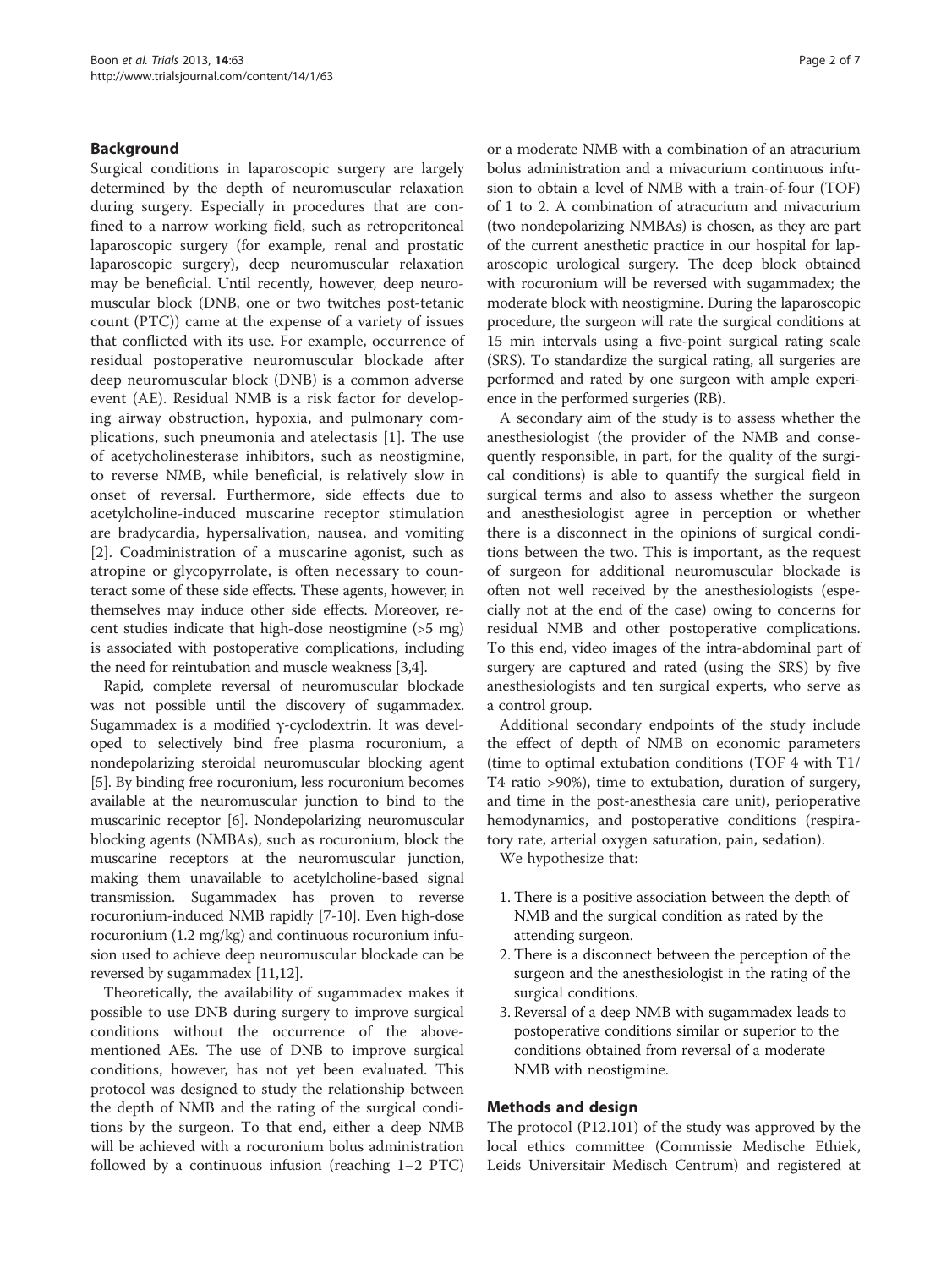## Background

Surgical conditions in laparoscopic surgery are largely determined by the depth of neuromuscular relaxation during surgery. Especially in procedures that are confined to a narrow working field, such as retroperitoneal laparoscopic surgery (for example, renal and prostatic laparoscopic surgery), deep neuromuscular relaxation may be beneficial. Until recently, however, deep neuromuscular block (DNB, one or two twitches post-tetanic count (PTC)) came at the expense of a variety of issues that conflicted with its use. For example, occurrence of residual postoperative neuromuscular blockade after deep neuromuscular block (DNB) is a common adverse event (AE). Residual NMB is a risk factor for developing airway obstruction, hypoxia, and pulmonary complications, such pneumonia and atelectasis [1]. The use of acetycholinesterase inhibitors, such as neostigmine, to reverse NMB, while beneficial, is relatively slow in onset of reversal. Furthermore, side effects due to acetylcholine-induced muscarine receptor stimulation are bradycardia, hypersalivation, nausea, and vomiting [2]. Coadministration of a muscarine agonist, such as atropine or glycopyrrolate, is often necessary to counteract some of these side effects. These agents, however, in themselves may induce other side effects. Moreover, recent studies indicate that high-dose neostigmine (>5 mg) is associated with postoperative complications, including the need for reintubation and muscle weakness [3,4].

Rapid, complete reversal of neuromuscular blockade was not possible until the discovery of sugammadex. Sugammadex is a modified γ-cyclodextrin. It was developed to selectively bind free plasma rocuronium, a nondepolarizing steroidal neuromuscular blocking agent [5]. By binding free rocuronium, less rocuronium becomes available at the neuromuscular junction to bind to the muscarinic receptor [6]. Nondepolarizing neuromuscular blocking agents (NMBAs), such as rocuronium, block the muscarine receptors at the neuromuscular junction, making them unavailable to acetylcholine-based signal transmission. Sugammadex has proven to reverse rocuronium-induced NMB rapidly [7-10]. Even high-dose rocuronium (1.2 mg/kg) and continuous rocuronium infusion used to achieve deep neuromuscular blockade can be reversed by sugammadex [11,12].

Theoretically, the availability of sugammadex makes it possible to use DNB during surgery to improve surgical conditions without the occurrence of the above-mentioned AEs. The use of DNB to improve surgical conditions, however, has not yet been evaluated. This protocol was designed to study the relationship between the depth of NMB and the rating of the surgical conditions by the surgeon. To that end, either a deep NMB will be achieved with a rocuronium bolus administration followed by a continuous infusion (reaching 1–2 PTC) or a moderate NMB with a combination of an atracurium bolus administration and a mivacurium continuous infusion to obtain a level of NMB with a train-of-four (TOF) of 1 to 2. A combination of atracurium and mivacurium (two nondepolarizing NMBAs) is chosen, as they are part of the current anesthetic practice in our hospital for laparoscopic urological surgery. The deep block obtained with rocuronium will be reversed with sugammadex; the moderate block with neostigmine. During the laparoscopic procedure, the surgeon will rate the surgical conditions at 15 min intervals using a five-point surgical rating scale (SRS). To standardize the surgical rating, all surgeries are performed and rated by one surgeon with ample experience in the performed surgeries (RB).

A secondary aim of the study is to assess whether the anesthesiologist (the provider of the NMB and consequently responsible, in part, for the quality of the surgical conditions) is able to quantify the surgical field in surgical terms and also to assess whether the surgeon and anesthesiologist agree in perception or whether there is a disconnect in the opinions of surgical conditions between the two. This is important, as the request of surgeon for additional neuromuscular blockade is often not well received by the anesthesiologists (especially not at the end of the case) owing to concerns for residual NMB and other postoperative complications. To this end, video images of the intra-abdominal part of surgery are captured and rated (using the SRS) by five anesthesiologists and ten surgical experts, who serve as a control group.

Additional secondary endpoints of the study include the effect of depth of NMB on economic parameters (time to optimal extubation conditions (TOF 4 with T1/T4 ratio >90%), time to extubation, duration of surgery, and time in the post-anesthesia care unit), perioperative hemodynamics, and postoperative conditions (respiratory rate, arterial oxygen saturation, pain, sedation).

We hypothesize that:

1. There is a positive association between the depth of NMB and the surgical condition as rated by the attending surgeon.
2. There is a disconnect between the perception of the surgeon and the anesthesiologist in the rating of the surgical conditions.
3. Reversal of a deep NMB with sugammadex leads to postoperative conditions similar or superior to the conditions obtained from reversal of a moderate NMB with neostigmine.

## Methods and design

The protocol (P12.101) of the study was approved by the local ethics committee (Commissie Medische Ethiek, Leids Universitair Medisch Centrum) and registered at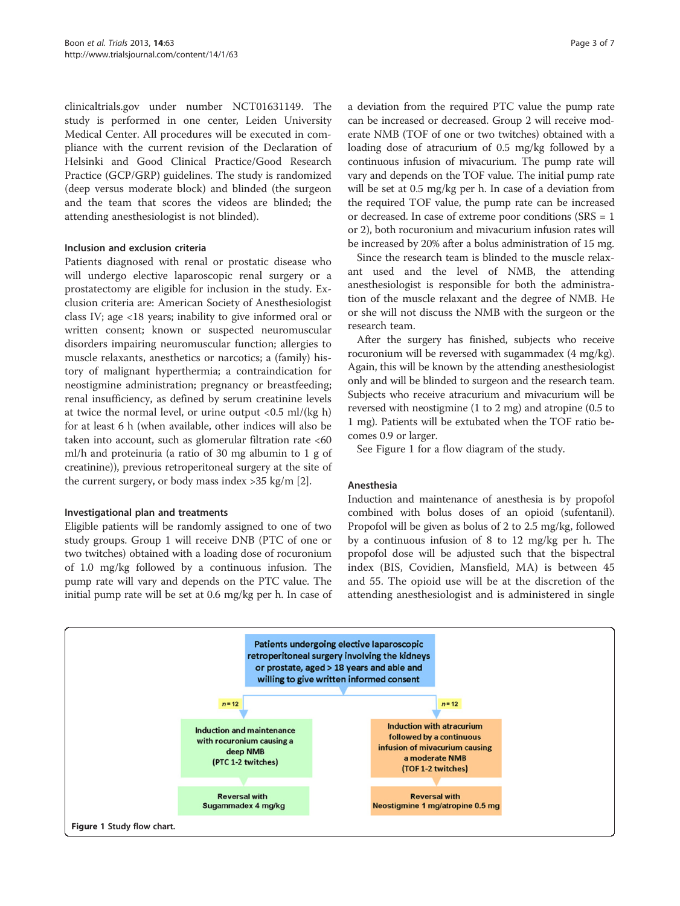clinicaltrials.gov under number NCT01631149. The study is performed in one center, Leiden University Medical Center. All procedures will be executed in compliance with the current revision of the Declaration of Helsinki and Good Clinical Practice/Good Research Practice (GCP/GRP) guidelines. The study is randomized (deep versus moderate block) and blinded (the surgeon and the team that scores the videos are blinded; the attending anesthesiologist is not blinded).

### Inclusion and exclusion criteria

Patients diagnosed with renal or prostatic disease who will undergo elective laparoscopic renal surgery or a prostatectomy are eligible for inclusion in the study. Exclusion criteria are: American Society of Anesthesiologist class IV; age <18 years; inability to give informed oral or written consent; known or suspected neuromuscular disorders impairing neuromuscular function; allergies to muscle relaxants, anesthetics or narcotics; a (family) history of malignant hyperthermia; a contraindication for neostigmine administration; pregnancy or breastfeeding; renal insufficiency, as defined by serum creatinine levels at twice the normal level, or urine output <0.5 ml/(kg h) for at least 6 h (when available, other indices will also be taken into account, such as glomerular filtration rate <60 ml/h and proteinuria (a ratio of 30 mg albumin to 1 g of creatinine)), previous retroperitoneal surgery at the site of the current surgery, or body mass index >35 kg/m [2].

### Investigational plan and treatments

Eligible patients will be randomly assigned to one of two study groups. Group 1 will receive DNB (PTC of one or two twitches) obtained with a loading dose of rocuronium of 1.0 mg/kg followed by a continuous infusion. The pump rate will vary and depends on the PTC value. The initial pump rate will be set at 0.6 mg/kg per h. In case of a deviation from the required PTC value the pump rate can be increased or decreased. Group 2 will receive moderate NMB (TOF of one or two twitches) obtained with a loading dose of atracurium of 0.5 mg/kg followed by a continuous infusion of mivacurium. The pump rate will vary and depends on the TOF value. The initial pump rate will be set at 0.5 mg/kg per h. In case of a deviation from the required TOF value, the pump rate can be increased or decreased. In case of extreme poor conditions (SRS = 1 or 2), both rocuronium and mivacurium infusion rates will be increased by 20% after a bolus administration of 15 mg.

Since the research team is blinded to the muscle relaxant used and the level of NMB, the attending anesthesiologist is responsible for both the administration of the muscle relaxant and the degree of NMB. He or she will not discuss the NMB with the surgeon or the research team.

After the surgery has finished, subjects who receive rocuronium will be reversed with sugammadex (4 mg/kg). Again, this will be known by the attending anesthesiologist only and will be blinded to surgeon and the research team. Subjects who receive atracurium and mivacurium will be reversed with neostigmine (1 to 2 mg) and atropine (0.5 to 1 mg). Patients will be extubated when the TOF ratio becomes 0.9 or larger.

See Figure 1 for a flow diagram of the study.

### Anesthesia

Induction and maintenance of anesthesia is by propofol combined with bolus doses of an opioid (sufentanil). Propofol will be given as bolus of 2 to 2.5 mg/kg, followed by a continuous infusion of 8 to 12 mg/kg per h. The propofol dose will be adjusted such that the bispectral index (BIS, Covidien, Mansfield, MA) is between 45 and 55. The opioid use will be at the discretion of the attending anesthesiologist and is administered in single

Patients undergoing elective laparoscopic retroperitoneal surgery involving the kidneys or prostate, aged > 18 years and able and willing to give written informed consent

$n = 12$ | $n = 12$

Induction and maintenance with rocuronium causing a deep NMB (PTC 1-2 twitches) → Reversal with Sugammadex 4 mg/kg

Induction with atracurium followed by a continuous infusion of mivacurium causing a moderate NMB (TOF 1-2 twitches) → Reversal with Neostigmine 1 mg/atropine 0.5 mg

**Figure 1** Study flow chart.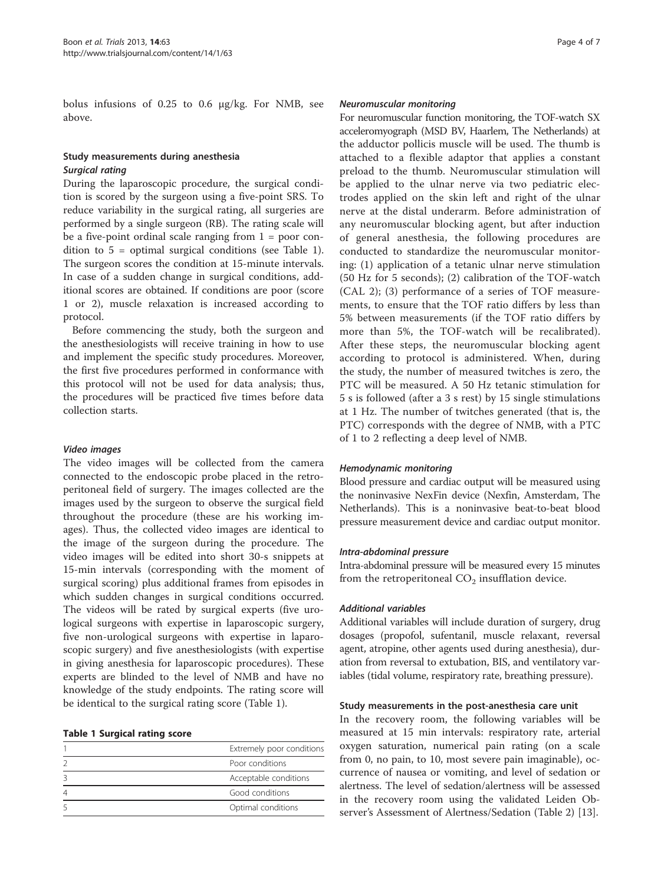bolus infusions of 0.25 to 0.6 μg/kg. For NMB, see above.

## Study measurements during anesthesia

### *Surgical rating*

During the laparoscopic procedure, the surgical condition is scored by the surgeon using a five-point SRS. To reduce variability in the surgical rating, all surgeries are performed by a single surgeon (RB). The rating scale will be a five-point ordinal scale ranging from 1 = poor condition to 5 = optimal surgical conditions (see Table 1). The surgeon scores the condition at 15-minute intervals. In case of a sudden change in surgical conditions, additional scores are obtained. If conditions are poor (score 1 or 2), muscle relaxation is increased according to protocol.

Before commencing the study, both the surgeon and the anesthesiologists will receive training in how to use and implement the specific study procedures. Moreover, the first five procedures performed in conformance with this protocol will not be used for data analysis; thus, the procedures will be practiced five times before data collection starts.

### *Video images*

The video images will be collected from the camera connected to the endoscopic probe placed in the retroperitoneal field of surgery. The images collected are the images used by the surgeon to observe the surgical field throughout the procedure (these are his working images). Thus, the collected video images are identical to the image of the surgeon during the procedure. The video images will be edited into short 30-s snippets at 15-min intervals (corresponding with the moment of surgical scoring) plus additional frames from episodes in which sudden changes in surgical conditions occurred. The videos will be rated by surgical experts (five urological surgeons with expertise in laparoscopic surgery, five non-urological surgeons with expertise in laparoscopic surgery) and five anesthesiologists (with expertise in giving anesthesia for laparoscopic procedures). These experts are blinded to the level of NMB and have no knowledge of the study endpoints. The rating score will be identical to the surgical rating score (Table 1).

**Table 1 Surgical rating score**

| | |
|---|---|
| 1 | Extremely poor conditions |
| 2 | Poor conditions |
| 3 | Acceptable conditions |
| 4 | Good conditions |
| 5 | Optimal conditions |

### *Neuromuscular monitoring*

For neuromuscular function monitoring, the TOF-watch SX acceleromyograph (MSD BV, Haarlem, The Netherlands) at the adductor pollicis muscle will be used. The thumb is attached to a flexible adaptor that applies a constant preload to the thumb. Neuromuscular stimulation will be applied to the ulnar nerve via two pediatric electrodes applied on the skin left and right of the ulnar nerve at the distal underarm. Before administration of any neuromuscular blocking agent, but after induction of general anesthesia, the following procedures are conducted to standardize the neuromuscular monitoring: (1) application of a tetanic ulnar nerve stimulation (50 Hz for 5 seconds); (2) calibration of the TOF-watch (CAL 2); (3) performance of a series of TOF measurements, to ensure that the TOF ratio differs by less than 5% between measurements (if the TOF ratio differs by more than 5%, the TOF-watch will be recalibrated). After these steps, the neuromuscular blocking agent according to protocol is administered. When, during the study, the number of measured twitches is zero, the PTC will be measured. A 50 Hz tetanic stimulation for 5 s is followed (after a 3 s rest) by 15 single stimulations at 1 Hz. The number of twitches generated (that is, the PTC) corresponds with the degree of NMB, with a PTC of 1 to 2 reflecting a deep level of NMB.

### *Hemodynamic monitoring*

Blood pressure and cardiac output will be measured using the noninvasive NexFin device (Nexfin, Amsterdam, The Netherlands). This is a noninvasive beat-to-beat blood pressure measurement device and cardiac output monitor.

### *Intra-abdominal pressure*

Intra-abdominal pressure will be measured every 15 minutes from the retroperitoneal $CO_2$ insufflation device.

### *Additional variables*

Additional variables will include duration of surgery, drug dosages (propofol, sufentanil, muscle relaxant, reversal agent, atropine, other agents used during anesthesia), duration from reversal to extubation, BIS, and ventilatory variables (tidal volume, respiratory rate, breathing pressure).

## Study measurements in the post-anesthesia care unit

In the recovery room, the following variables will be measured at 15 min intervals: respiratory rate, arterial oxygen saturation, numerical pain rating (on a scale from 0, no pain, to 10, most severe pain imaginable), occurrence of nausea or vomiting, and level of sedation or alertness. The level of sedation/alertness will be assessed in the recovery room using the validated Leiden Observer's Assessment of Alertness/Sedation (Table 2) [13].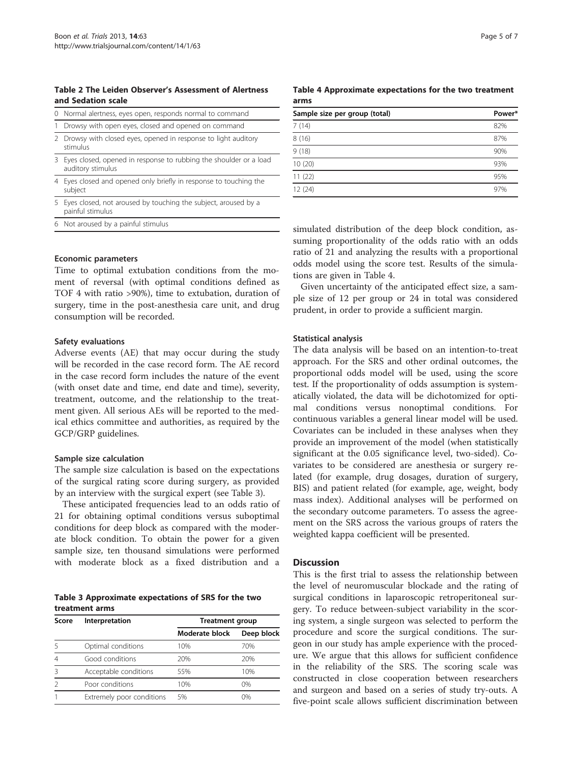**Table 2 The Leiden Observer's Assessment of Alertness and Sedation scale**

| | |
|---|---|
| 0 | Normal alertness, eyes open, responds normal to command |
| 1 | Drowsy with open eyes, closed and opened on command |
| 2 | Drowsy with closed eyes, opened in response to light auditory stimulus |
| 3 | Eyes closed, opened in response to rubbing the shoulder or a load auditory stimulus |
| 4 | Eyes closed and opened only briefly in response to touching the subject |
| 5 | Eyes closed, not aroused by touching the subject, aroused by a painful stimulus |
| 6 | Not aroused by a painful stimulus |

### Economic parameters

Time to optimal extubation conditions from the moment of reversal (with optimal conditions defined as TOF 4 with ratio >90%), time to extubation, duration of surgery, time in the post-anesthesia care unit, and drug consumption will be recorded.

### Safety evaluations

Adverse events (AE) that may occur during the study will be recorded in the case record form. The AE record in the case record form includes the nature of the event (with onset date and time, end date and time), severity, treatment, outcome, and the relationship to the treatment given. All serious AEs will be reported to the medical ethics committee and authorities, as required by the GCP/GRP guidelines.

### Sample size calculation

The sample size calculation is based on the expectations of the surgical rating score during surgery, as provided by an interview with the surgical expert (see Table 3).

These anticipated frequencies lead to an odds ratio of 21 for obtaining optimal conditions versus suboptimal conditions for deep block as compared with the moderate block condition. To obtain the power for a given sample size, ten thousand simulations were performed with moderate block as a fixed distribution and a simulated distribution of the deep block condition, assuming proportionality of the odds ratio with an odds ratio of 21 and analyzing the results with a proportional odds model using the score test. Results of the simulations are given in Table 4.

**Table 3 Approximate expectations of SRS for the two treatment arms**

| Score | Interpretation | Treatment group | |
|---|---|---|---|
| | | Moderate block | Deep block |
| 5 | Optimal conditions | 10% | 70% |
| 4 | Good conditions | 20% | 20% |
| 3 | Acceptable conditions | 55% | 10% |
| 2 | Poor conditions | 10% | 0% |
| 1 | Extremely poor conditions | 5% | 0% |

**Table 4 Approximate expectations for the two treatment arms**

| Sample size per group (total) | Power* |
|---|---|
| 7 (14) | 82% |
| 8 (16) | 87% |
| 9 (18) | 90% |
| 10 (20) | 93% |
| 11 (22) | 95% |
| 12 (24) | 97% |

Given uncertainty of the anticipated effect size, a sample size of 12 per group or 24 in total was considered prudent, in order to provide a sufficient margin.

### Statistical analysis

The data analysis will be based on an intention-to-treat approach. For the SRS and other ordinal outcomes, the proportional odds model will be used, using the score test. If the proportionality of odds assumption is systematically violated, the data will be dichotomized for optimal conditions versus nonoptimal conditions. For continuous variables a general linear model will be used. Covariates can be included in these analyses when they provide an improvement of the model (when statistically significant at the 0.05 significance level, two-sided). Covariates to be considered are anesthesia or surgery related (for example, drug dosages, duration of surgery, BIS) and patient related (for example, age, weight, body mass index). Additional analyses will be performed on the secondary outcome parameters. To assess the agreement on the SRS across the various groups of raters the weighted kappa coefficient will be presented.

## Discussion

This is the first trial to assess the relationship between the level of neuromuscular blockade and the rating of surgical conditions in laparoscopic retroperitoneal surgery. To reduce between-subject variability in the scoring system, a single surgeon was selected to perform the procedure and score the surgical conditions. The surgeon in our study has ample experience with the procedure. We argue that this allows for sufficient confidence in the reliability of the SRS. The scoring scale was constructed in close cooperation between researchers and surgeon and based on a series of study try-outs. A five-point scale allows sufficient discrimination between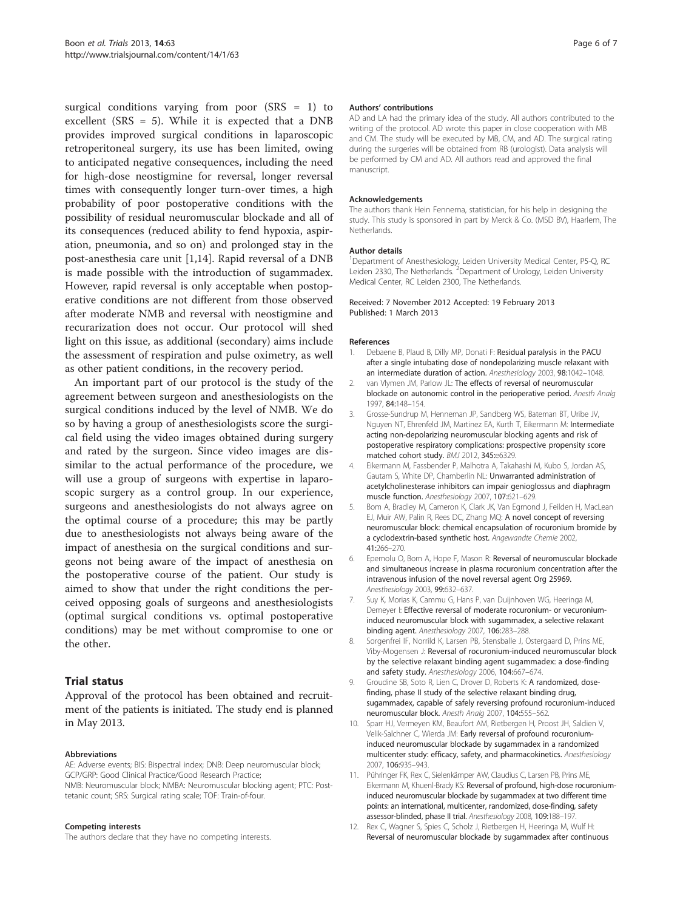surgical conditions varying from poor (SRS = 1) to excellent (SRS = 5). While it is expected that a DNB provides improved surgical conditions in laparoscopic retroperitoneal surgery, its use has been limited, owing to anticipated negative consequences, including the need for high-dose neostigmine for reversal, longer reversal times with consequently longer turn-over times, a high probability of poor postoperative conditions with the possibility of residual neuromuscular blockade and all of its consequences (reduced ability to fend hypoxia, aspiration, pneumonia, and so on) and prolonged stay in the post-anesthesia care unit [1,14]. Rapid reversal of a DNB is made possible with the introduction of sugammadex. However, rapid reversal is only acceptable when postoperative conditions are not different from those observed after moderate NMB and reversal with neostigmine and recurarization does not occur. Our protocol will shed light on this issue, as additional (secondary) aims include the assessment of respiration and pulse oximetry, as well as other patient conditions, in the recovery period.

An important part of our protocol is the study of the agreement between surgeon and anesthesiologists on the surgical conditions induced by the level of NMB. We do so by having a group of anesthesiologists score the surgical field using the video images obtained during surgery and rated by the surgeon. Since video images are dissimilar to the actual performance of the procedure, we will use a group of surgeons with expertise in laparoscopic surgery as a control group. In our experience, surgeons and anesthesiologists do not always agree on the optimal course of a procedure; this may be partly due to anesthesiologists not always being aware of the impact of anesthesia on the surgical conditions and surgeons not being aware of the impact of anesthesia on the postoperative course of the patient. Our study is aimed to show that under the right conditions the perceived opposing goals of surgeons and anesthesiologists (optimal surgical conditions vs. optimal postoperative conditions) may be met without compromise to one or the other.

## Trial status

Approval of the protocol has been obtained and recruitment of the patients is initiated. The study end is planned in May 2013.

#### Abbreviations

AE: Adverse events; BIS: Bispectral index; DNB: Deep neuromuscular block; GCP/GRP: Good Clinical Practice/Good Research Practice; NMB: Neuromuscular block; NMBA: Neuromuscular blocking agent; PTC: Post-tetanic count; SRS: Surgical rating scale; TOF: Train-of-four.

#### Competing interests

The authors declare that they have no competing interests.

#### Authors' contributions

AD and LA had the primary idea of the study. All authors contributed to the writing of the protocol. AD wrote this paper in close cooperation with MB and CM. The study will be executed by MB, CM, and AD. The surgical rating during the surgeries will be obtained from RB (urologist). Data analysis will be performed by CM and AD. All authors read and approved the final manuscript.

#### Acknowledgements

The authors thank Hein Fennema, statistician, for his help in designing the study. This study is sponsored in part by Merck & Co. (MSD BV), Haarlem, The Netherlands.

#### Author details

[1]Department of Anesthesiology, Leiden University Medical Center, P5-Q, RC Leiden 2330, The Netherlands. [2]Department of Urology, Leiden University Medical Center, RC Leiden 2300, The Netherlands.

Received: 7 November 2012 Accepted: 19 February 2013
Published: 1 March 2013

#### References

1. Debaene B, Plaud B, Dilly MP, Donati F: **Residual paralysis in the PACU after a single intubating dose of nondepolarizing muscle relaxant with an intermediate duration of action.** *Anesthesiology* 2003, **98:**1042–1048.
2. van Vlymen JM, Parlow JL: **The effects of reversal of neuromuscular blockade on autonomic control in the perioperative period.** *Anesth Analg* 1997, **84:**148–154.
3. Grosse-Sundrup M, Henneman JP, Sandberg WS, Bateman BT, Uribe JV, Nguyen NT, Ehrenfeld JM, Martinez EA, Kurth T, Eikermann M: **Intermediate acting non-depolarizing neuromuscular blocking agents and risk of postoperative respiratory complications: prospective propensity score matched cohort study.** *BMJ* 2012, **345:**e6329.
4. Eikermann M, Fassbender P, Malhotra A, Takahashi M, Kubo S, Jordan AS, Gautam S, White DP, Chamberlin NL: **Unwarranted administration of acetylcholinesterase inhibitors can impair genioglossus and diaphragm muscle function.** *Anesthesiology* 2007, **107:**621–629.
5. Bom A, Bradley M, Cameron K, Clark JK, Van Egmond J, Feilden H, MacLean EJ, Muir AW, Palin R, Rees DC, Zhang MQ: **A novel concept of reversing neuromuscular block: chemical encapsulation of rocuronium bromide by a cyclodextrin-based synthetic host.** *Angewandte Chemie* 2002, **41:**266–270.
6. Epemolu O, Bom A, Hope F, Mason R: **Reversal of neuromuscular blockade and simultaneous increase in plasma rocuronium concentration after the intravenous infusion of the novel reversal agent Org 25969.** *Anesthesiology* 2003, **99:**632–637.
7. Suy K, Morias K, Cammu G, Hans P, van Duijnhoven WG, Heeringa M, Demeyer I: **Effective reversal of moderate rocuronium- or vecuronium-induced neuromuscular block with sugammadex, a selective relaxant binding agent.** *Anesthesiology* 2007, **106:**283–288.
8. Sorgenfrei IF, Norrild K, Larsen PB, Stensballe J, Ostergaard D, Prins ME, Viby-Mogensen J: **Reversal of rocuronium-induced neuromuscular block by the selective relaxant binding agent sugammadex: a dose-finding and safety study.** *Anesthesiology* 2006, **104:**667–674.
9. Groudine SB, Soto R, Lien C, Drover D, Roberts K: **A randomized, dose-finding, phase II study of the selective relaxant binding drug, sugammadex, capable of safely reversing profound rocuronium-induced neuromuscular block.** *Anesth Analg* 2007, **104:**555–562.
10. Sparr HJ, Vermeyen KM, Beaufort AM, Rietbergen H, Proost JH, Saldien V, Velik-Salchner C, Wierda JM: **Early reversal of profound rocuronium-induced neuromuscular blockade by sugammadex in a randomized multicenter study: efficacy, safety, and pharmacokinetics.** *Anesthesiology* 2007, **106:**935–943.
11. Pühringer FK, Rex C, Sielenkämper AW, Claudius C, Larsen PB, Prins ME, Eikermann M, Khuenl-Brady KS: **Reversal of profound, high-dose rocuronium-induced neuromuscular blockade by sugammadex at two different time points: an international, multicenter, randomized, dose-finding, safety assessor-blinded, phase II trial.** *Anesthesiology* 2008, **109:**188–197.
12. Rex C, Wagner S, Spies C, Scholz J, Rietbergen H, Heeringa M, Wulf H: **Reversal of neuromuscular blockade by sugammadex after continuous**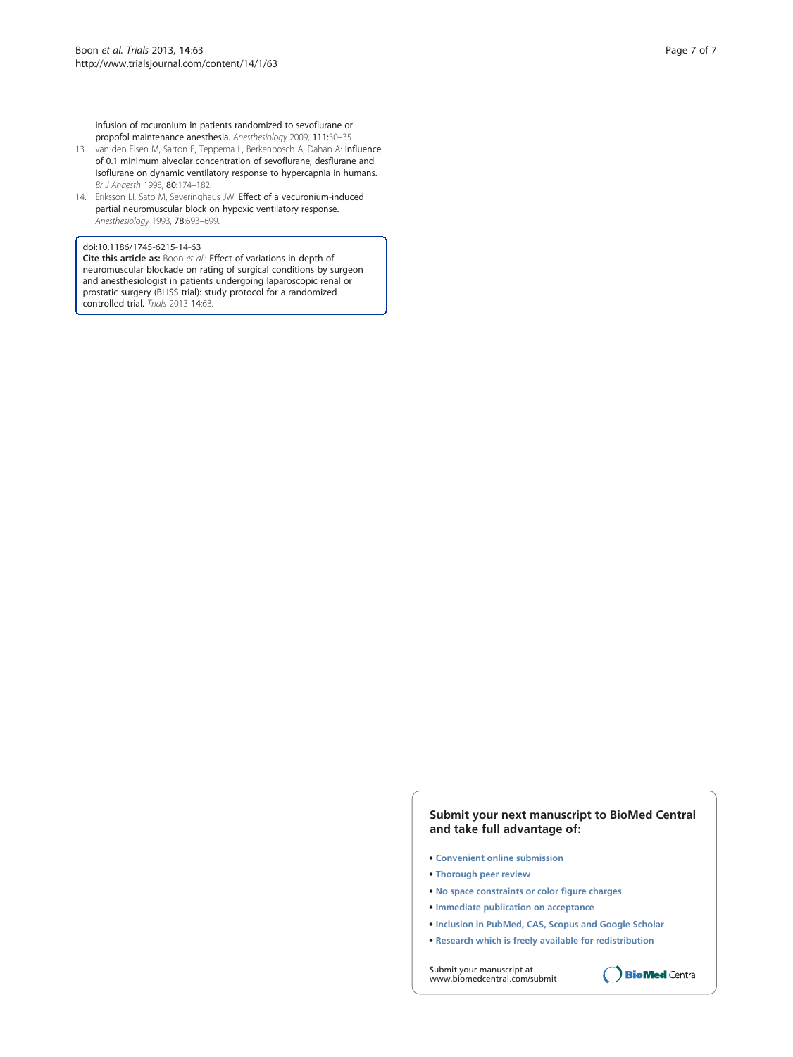infusion of rocuronium in patients randomized to sevoflurane or propofol maintenance anesthesia. *Anesthesiology* 2009, **111**:30–35.

13. van den Elsen M, Sarton E, Teppema L, Berkenbosch A, Dahan A: **Influence of 0.1 minimum alveolar concentration of sevoflurane, desflurane and isoflurane on dynamic ventilatory response to hypercapnia in humans.** *Br J Anaesth* 1998, **80**:174–182.
14. Eriksson LI, Sato M, Severinghaus JW: **Effect of a vecuronium-induced partial neuromuscular block on hypoxic ventilatory response.** *Anesthesiology* 1993, **78**:693–699.

doi:10.1186/1745-6215-14-63

**Cite this article as:** Boon *et al.*: Effect of variations in depth of neuromuscular blockade on rating of surgical conditions by surgeon and anesthesiologist in patients undergoing laparoscopic renal or prostatic surgery (BLISS trial): study protocol for a randomized controlled trial. *Trials* 2013 **14**:63.

**Submit your next manuscript to BioMed Central and take full advantage of:**

- **Convenient online submission**
- **Thorough peer review**
- **No space constraints or color figure charges**
- **Immediate publication on acceptance**
- **Inclusion in PubMed, CAS, Scopus and Google Scholar**
- **Research which is freely available for redistribution**

Submit your manuscript at
www.biomedcentral.com/submit

BioMed Central